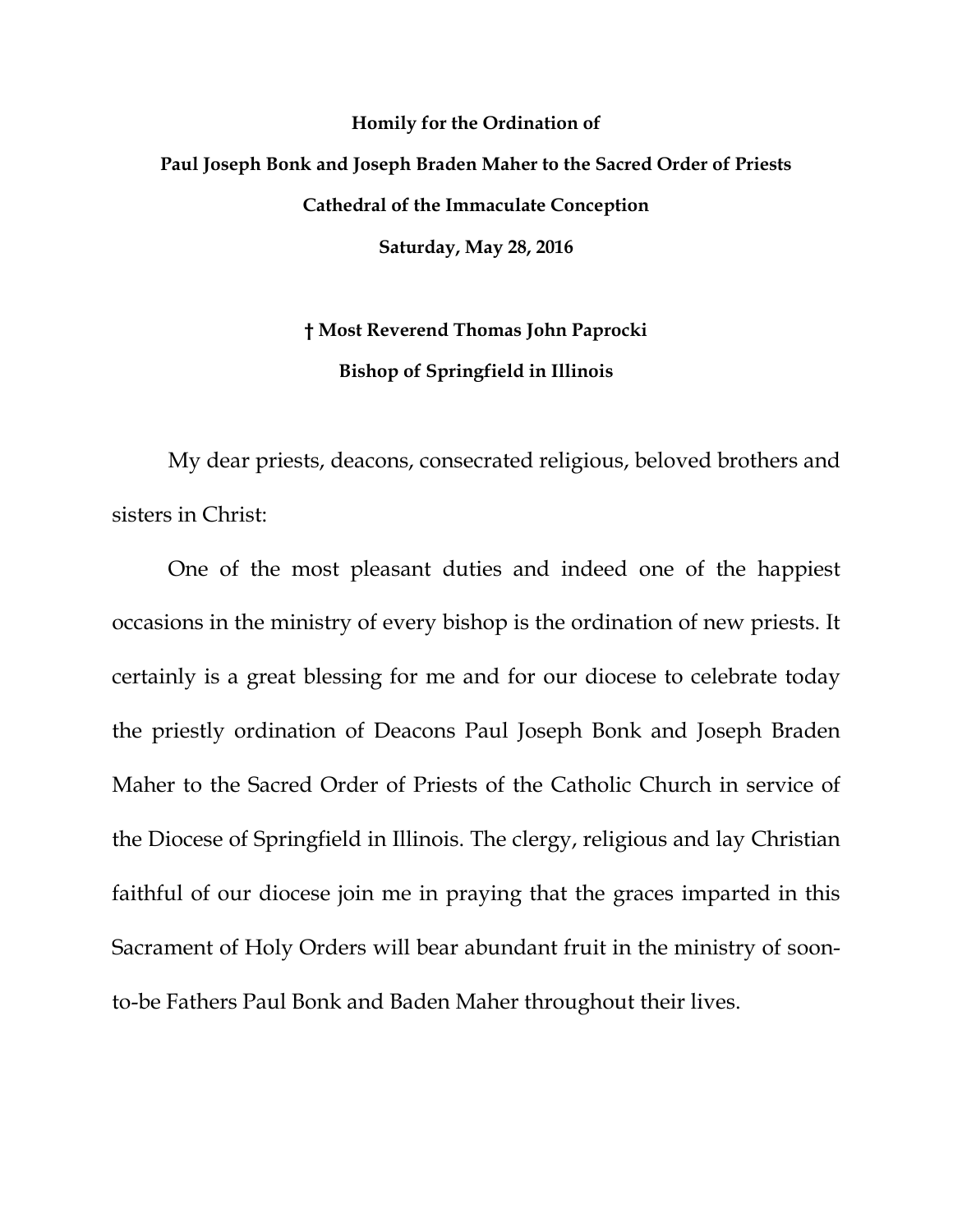**Homily for the Ordination of**

**Paul Joseph Bonk and Joseph Braden Maher to the Sacred Order of Priests**

**Cathedral of the Immaculate Conception**

**Saturday, May 28, 2016**

**† Most Reverend Thomas John Paprocki**

**Bishop of Springfield in Illinois**

My dear priests, deacons, consecrated religious, beloved brothers and sisters in Christ:

One of the most pleasant duties and indeed one of the happiest occasions in the ministry of every bishop is the ordination of new priests. It certainly is a great blessing for me and for our diocese to celebrate today the priestly ordination of Deacons Paul Joseph Bonk and Joseph Braden Maher to the Sacred Order of Priests of the Catholic Church in service of the Diocese of Springfield in Illinois. The clergy, religious and lay Christian faithful of our diocese join me in praying that the graces imparted in this Sacrament of Holy Orders will bear abundant fruit in the ministry of soon-to-be Fathers Paul Bonk and Baden Maher throughout their lives.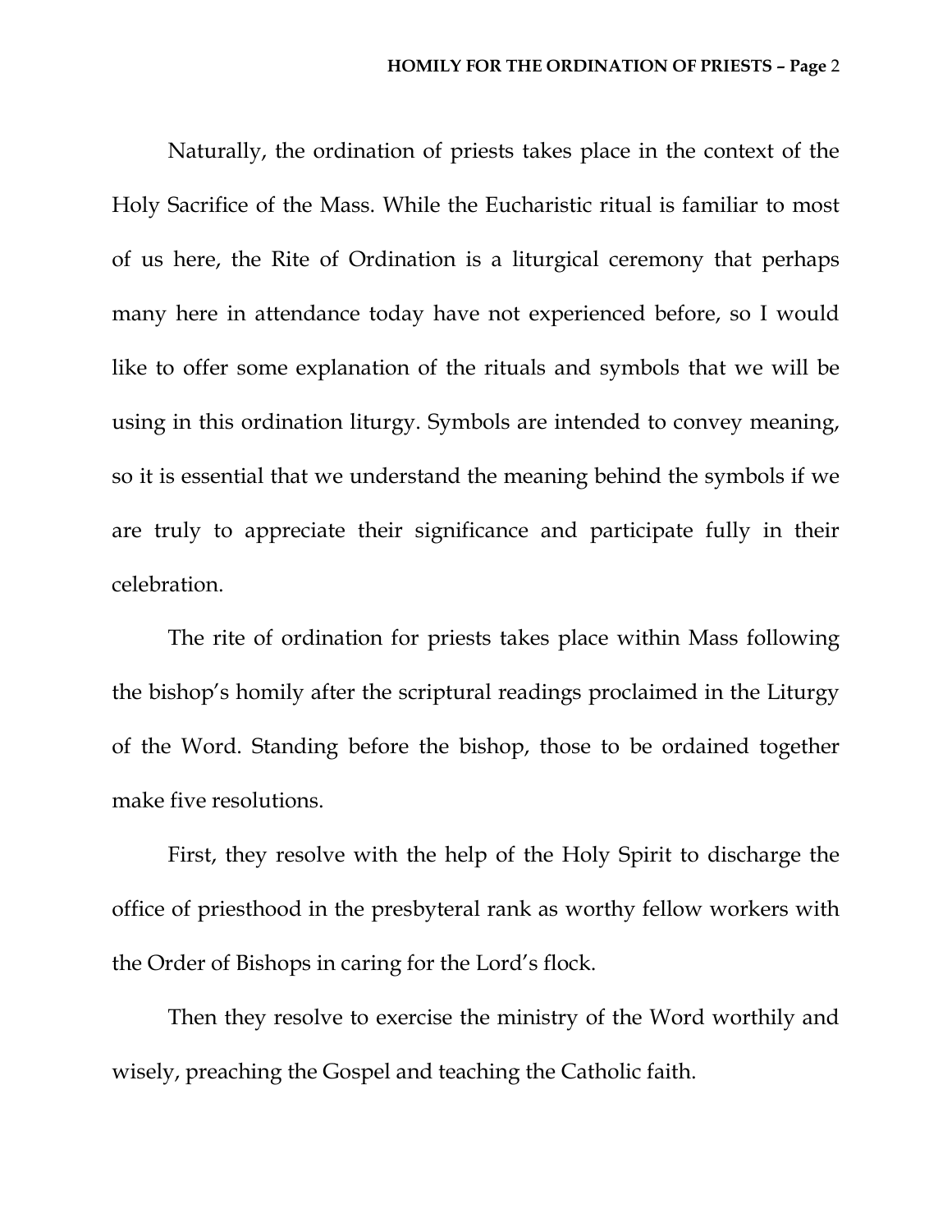Naturally, the ordination of priests takes place in the context of the Holy Sacrifice of the Mass. While the Eucharistic ritual is familiar to most of us here, the Rite of Ordination is a liturgical ceremony that perhaps many here in attendance today have not experienced before, so I would like to offer some explanation of the rituals and symbols that we will be using in this ordination liturgy. Symbols are intended to convey meaning, so it is essential that we understand the meaning behind the symbols if we are truly to appreciate their significance and participate fully in their celebration.

The rite of ordination for priests takes place within Mass following the bishop's homily after the scriptural readings proclaimed in the Liturgy of the Word. Standing before the bishop, those to be ordained together make five resolutions.

First, they resolve with the help of the Holy Spirit to discharge the office of priesthood in the presbyteral rank as worthy fellow workers with the Order of Bishops in caring for the Lord's flock.

Then they resolve to exercise the ministry of the Word worthily and wisely, preaching the Gospel and teaching the Catholic faith.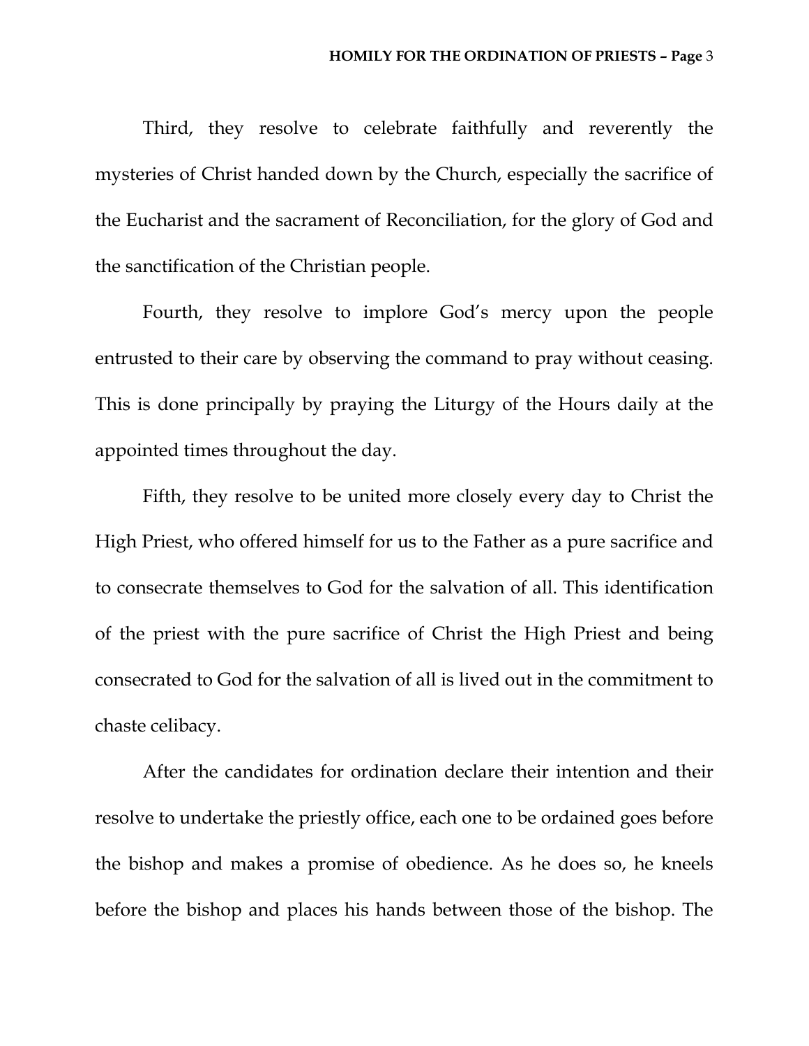Third, they resolve to celebrate faithfully and reverently the mysteries of Christ handed down by the Church, especially the sacrifice of the Eucharist and the sacrament of Reconciliation, for the glory of God and the sanctification of the Christian people.

Fourth, they resolve to implore God's mercy upon the people entrusted to their care by observing the command to pray without ceasing. This is done principally by praying the Liturgy of the Hours daily at the appointed times throughout the day.

Fifth, they resolve to be united more closely every day to Christ the High Priest, who offered himself for us to the Father as a pure sacrifice and to consecrate themselves to God for the salvation of all. This identification of the priest with the pure sacrifice of Christ the High Priest and being consecrated to God for the salvation of all is lived out in the commitment to chaste celibacy.

After the candidates for ordination declare their intention and their resolve to undertake the priestly office, each one to be ordained goes before the bishop and makes a promise of obedience. As he does so, he kneels before the bishop and places his hands between those of the bishop. The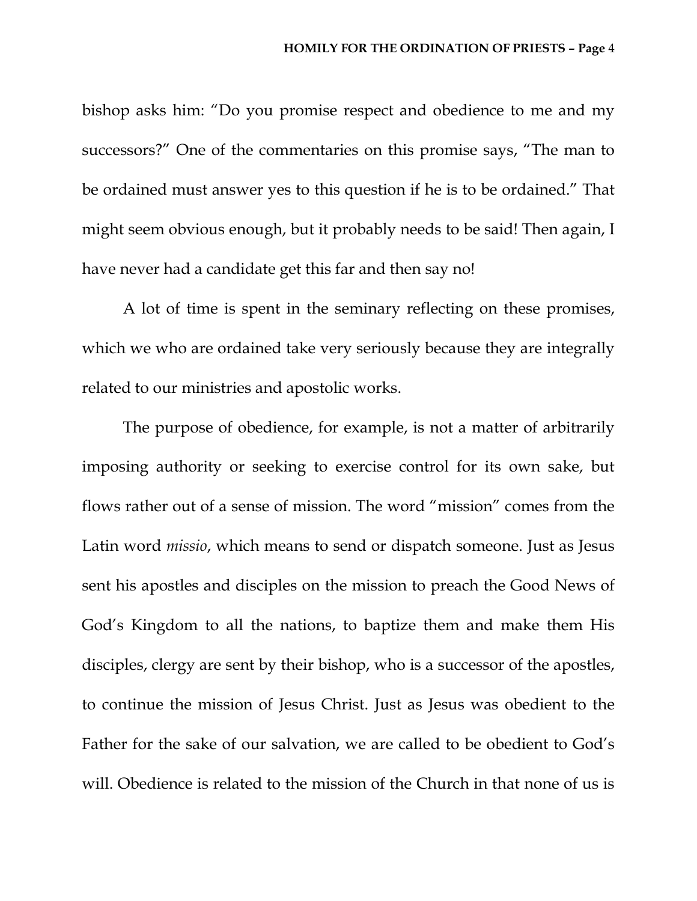bishop asks him: "Do you promise respect and obedience to me and my successors?" One of the commentaries on this promise says, "The man to be ordained must answer yes to this question if he is to be ordained." That might seem obvious enough, but it probably needs to be said! Then again, I have never had a candidate get this far and then say no!

A lot of time is spent in the seminary reflecting on these promises, which we who are ordained take very seriously because they are integrally related to our ministries and apostolic works.

The purpose of obedience, for example, is not a matter of arbitrarily imposing authority or seeking to exercise control for its own sake, but flows rather out of a sense of mission. The word "mission" comes from the Latin word *missio*, which means to send or dispatch someone. Just as Jesus sent his apostles and disciples on the mission to preach the Good News of God's Kingdom to all the nations, to baptize them and make them His disciples, clergy are sent by their bishop, who is a successor of the apostles, to continue the mission of Jesus Christ. Just as Jesus was obedient to the Father for the sake of our salvation, we are called to be obedient to God's will. Obedience is related to the mission of the Church in that none of us is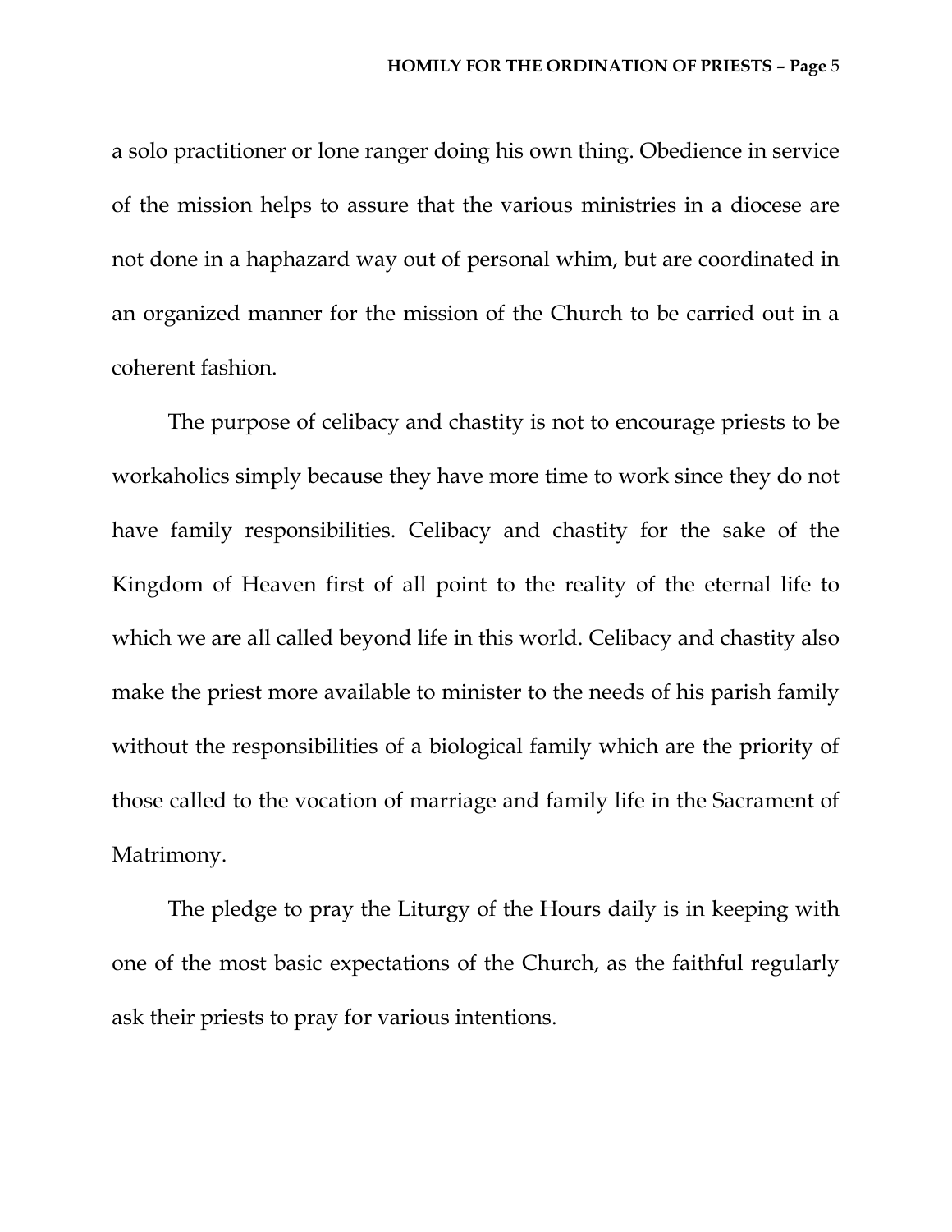a solo practitioner or lone ranger doing his own thing. Obedience in service of the mission helps to assure that the various ministries in a diocese are not done in a haphazard way out of personal whim, but are coordinated in an organized manner for the mission of the Church to be carried out in a coherent fashion.

The purpose of celibacy and chastity is not to encourage priests to be workaholics simply because they have more time to work since they do not have family responsibilities. Celibacy and chastity for the sake of the Kingdom of Heaven first of all point to the reality of the eternal life to which we are all called beyond life in this world. Celibacy and chastity also make the priest more available to minister to the needs of his parish family without the responsibilities of a biological family which are the priority of those called to the vocation of marriage and family life in the Sacrament of Matrimony.

The pledge to pray the Liturgy of the Hours daily is in keeping with one of the most basic expectations of the Church, as the faithful regularly ask their priests to pray for various intentions.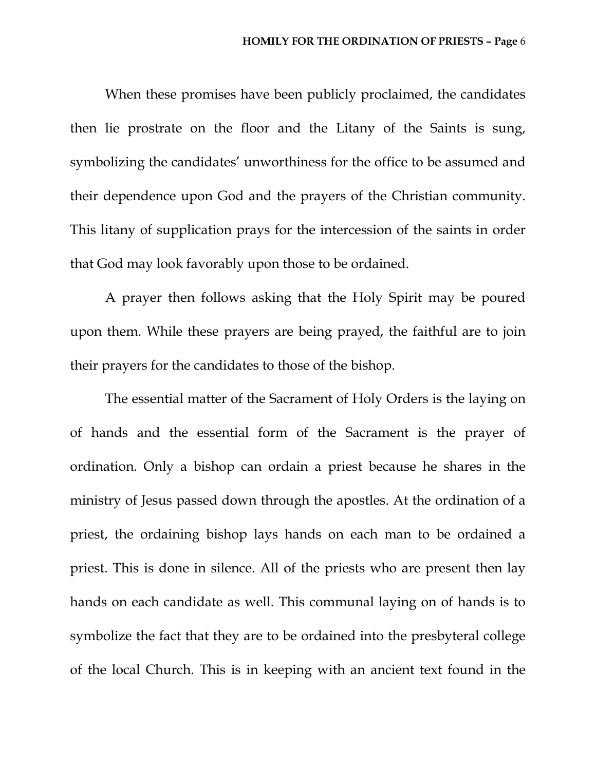When these promises have been publicly proclaimed, the candidates then lie prostrate on the floor and the Litany of the Saints is sung, symbolizing the candidates' unworthiness for the office to be assumed and their dependence upon God and the prayers of the Christian community. This litany of supplication prays for the intercession of the saints in order that God may look favorably upon those to be ordained.

A prayer then follows asking that the Holy Spirit may be poured upon them. While these prayers are being prayed, the faithful are to join their prayers for the candidates to those of the bishop.

The essential matter of the Sacrament of Holy Orders is the laying on of hands and the essential form of the Sacrament is the prayer of ordination. Only a bishop can ordain a priest because he shares in the ministry of Jesus passed down through the apostles. At the ordination of a priest, the ordaining bishop lays hands on each man to be ordained a priest. This is done in silence. All of the priests who are present then lay hands on each candidate as well. This communal laying on of hands is to symbolize the fact that they are to be ordained into the presbyteral college of the local Church. This is in keeping with an ancient text found in the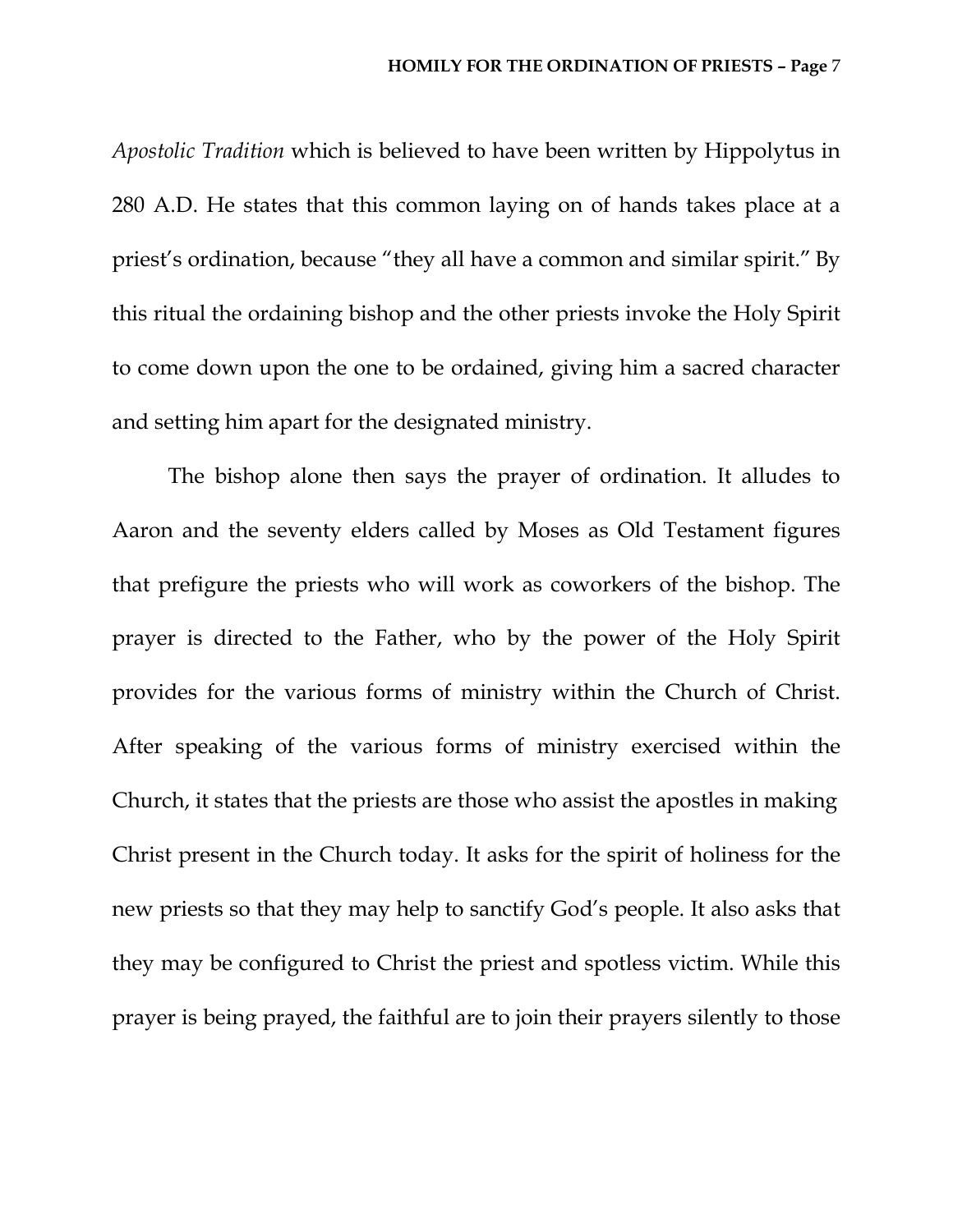*Apostolic Tradition* which is believed to have been written by Hippolytus in 280 A.D. He states that this common laying on of hands takes place at a priest's ordination, because "they all have a common and similar spirit." By this ritual the ordaining bishop and the other priests invoke the Holy Spirit to come down upon the one to be ordained, giving him a sacred character and setting him apart for the designated ministry.

The bishop alone then says the prayer of ordination. It alludes to Aaron and the seventy elders called by Moses as Old Testament figures that prefigure the priests who will work as coworkers of the bishop. The prayer is directed to the Father, who by the power of the Holy Spirit provides for the various forms of ministry within the Church of Christ. After speaking of the various forms of ministry exercised within the Church, it states that the priests are those who assist the apostles in making Christ present in the Church today. It asks for the spirit of holiness for the new priests so that they may help to sanctify God's people. It also asks that they may be configured to Christ the priest and spotless victim. While this prayer is being prayed, the faithful are to join their prayers silently to those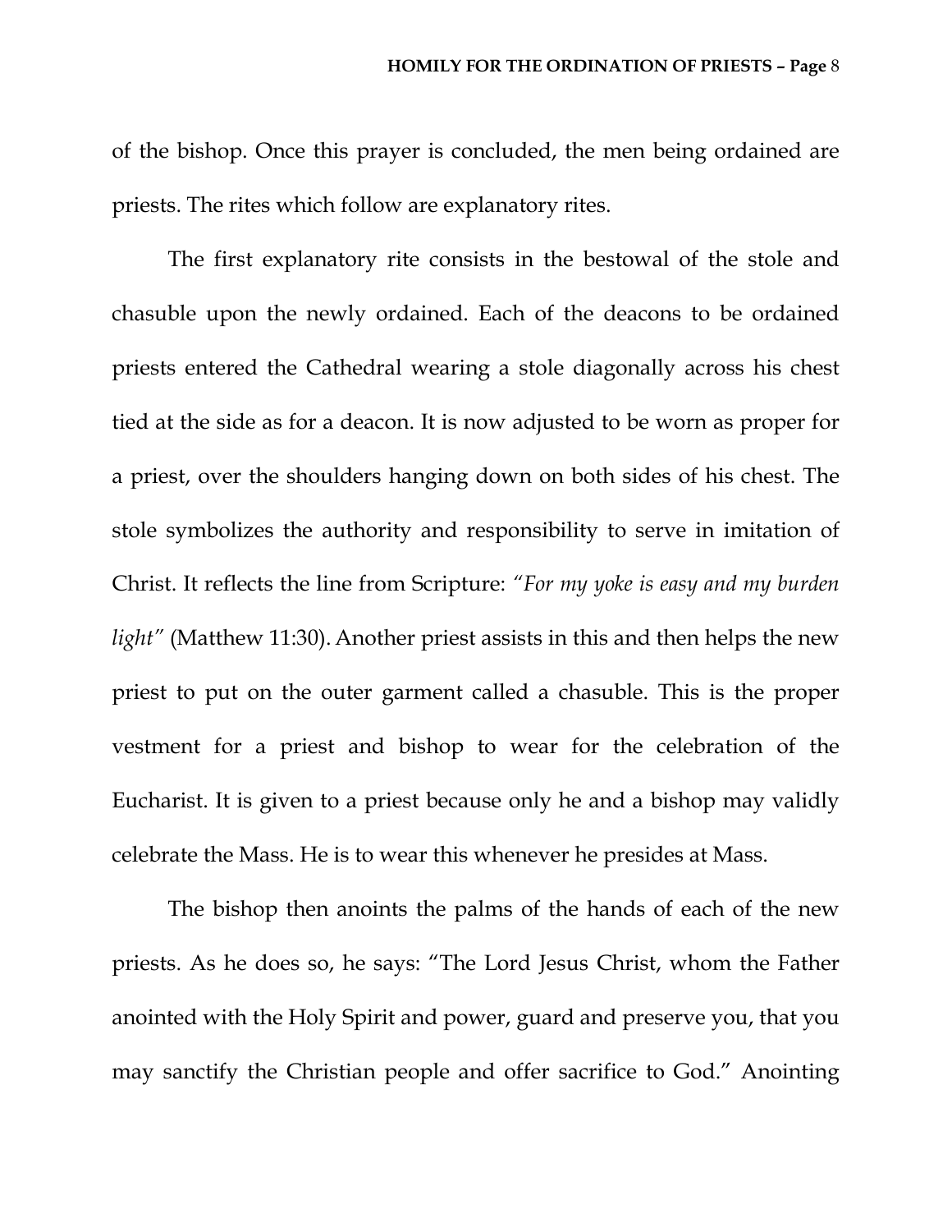of the bishop. Once this prayer is concluded, the men being ordained are priests. The rites which follow are explanatory rites.

The first explanatory rite consists in the bestowal of the stole and chasuble upon the newly ordained. Each of the deacons to be ordained priests entered the Cathedral wearing a stole diagonally across his chest tied at the side as for a deacon. It is now adjusted to be worn as proper for a priest, over the shoulders hanging down on both sides of his chest. The stole symbolizes the authority and responsibility to serve in imitation of Christ. It reflects the line from Scripture: *"For my yoke is easy and my burden light"* (Matthew 11:30). Another priest assists in this and then helps the new priest to put on the outer garment called a chasuble. This is the proper vestment for a priest and bishop to wear for the celebration of the Eucharist. It is given to a priest because only he and a bishop may validly celebrate the Mass. He is to wear this whenever he presides at Mass.

The bishop then anoints the palms of the hands of each of the new priests. As he does so, he says: "The Lord Jesus Christ, whom the Father anointed with the Holy Spirit and power, guard and preserve you, that you may sanctify the Christian people and offer sacrifice to God." Anointing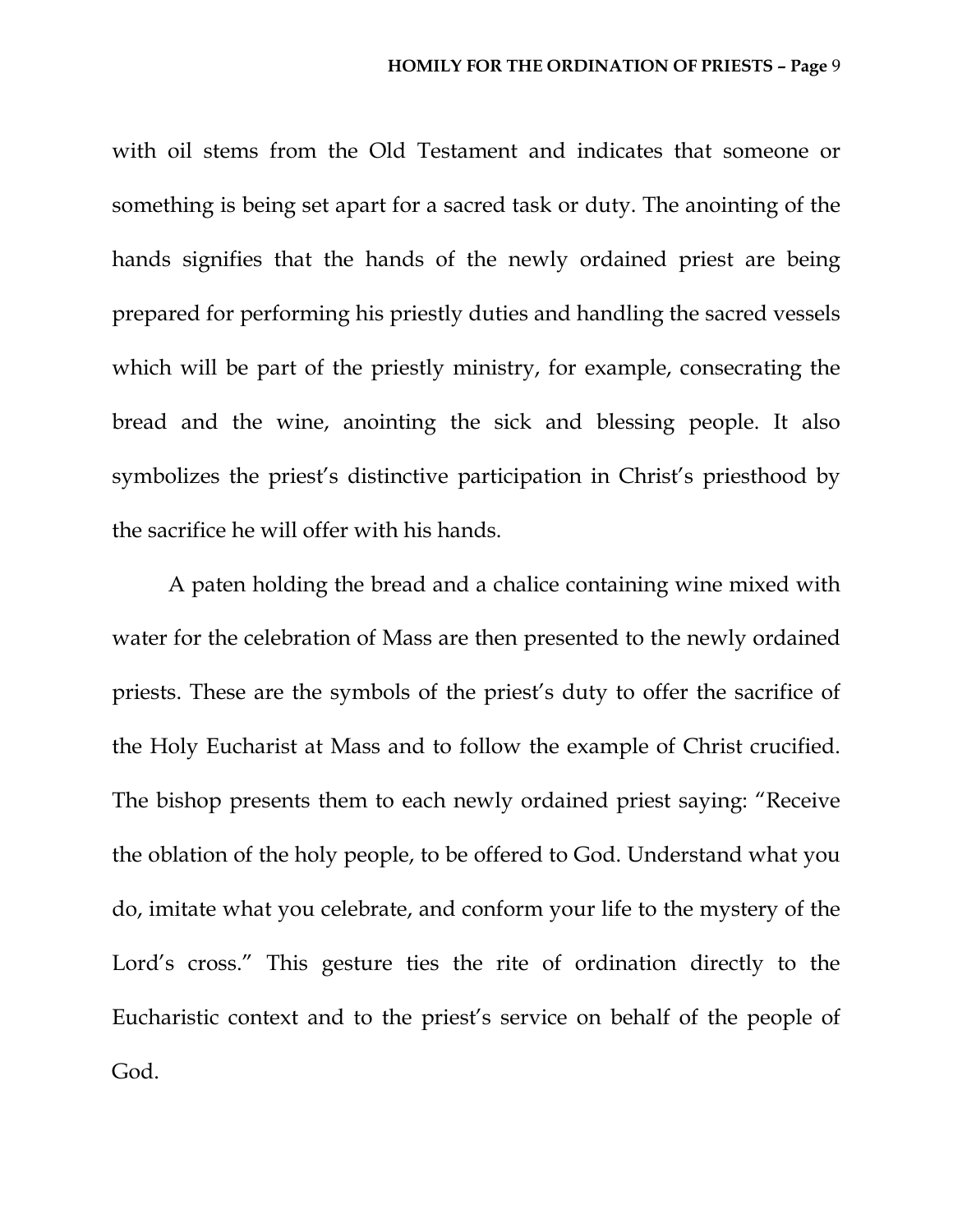with oil stems from the Old Testament and indicates that someone or something is being set apart for a sacred task or duty. The anointing of the hands signifies that the hands of the newly ordained priest are being prepared for performing his priestly duties and handling the sacred vessels which will be part of the priestly ministry, for example, consecrating the bread and the wine, anointing the sick and blessing people. It also symbolizes the priest's distinctive participation in Christ's priesthood by the sacrifice he will offer with his hands.

A paten holding the bread and a chalice containing wine mixed with water for the celebration of Mass are then presented to the newly ordained priests. These are the symbols of the priest's duty to offer the sacrifice of the Holy Eucharist at Mass and to follow the example of Christ crucified. The bishop presents them to each newly ordained priest saying: "Receive the oblation of the holy people, to be offered to God. Understand what you do, imitate what you celebrate, and conform your life to the mystery of the Lord's cross." This gesture ties the rite of ordination directly to the Eucharistic context and to the priest's service on behalf of the people of God.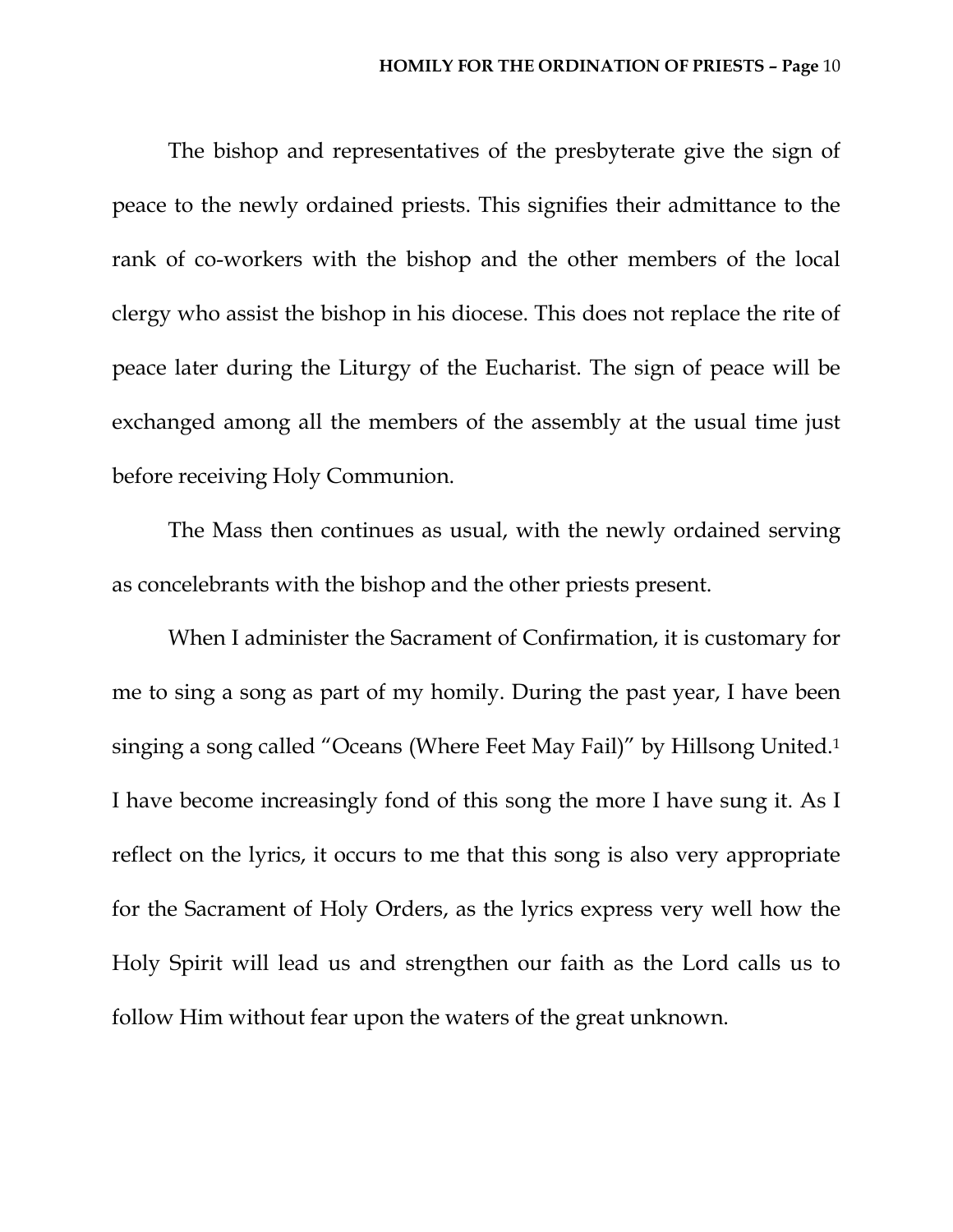The bishop and representatives of the presbyterate give the sign of peace to the newly ordained priests. This signifies their admittance to the rank of co-workers with the bishop and the other members of the local clergy who assist the bishop in his diocese. This does not replace the rite of peace later during the Liturgy of the Eucharist. The sign of peace will be exchanged among all the members of the assembly at the usual time just before receiving Holy Communion.

The Mass then continues as usual, with the newly ordained serving as concelebrants with the bishop and the other priests present.

When I administer the Sacrament of Confirmation, it is customary for me to sing a song as part of my homily. During the past year, I have been singing a song called "Oceans (Where Feet May Fail)" by Hillsong United.[1] I have become increasingly fond of this song the more I have sung it. As I reflect on the lyrics, it occurs to me that this song is also very appropriate for the Sacrament of Holy Orders, as the lyrics express very well how the Holy Spirit will lead us and strengthen our faith as the Lord calls us to follow Him without fear upon the waters of the great unknown.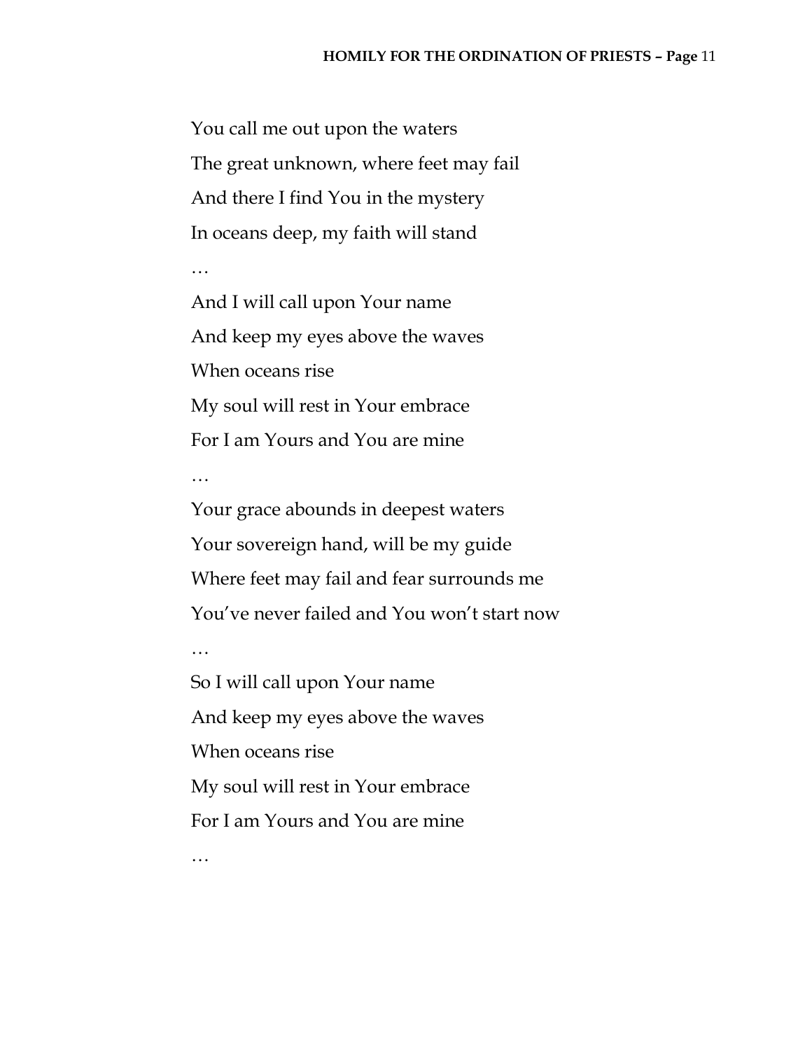You call me out upon the waters  
The great unknown, where feet may fail  
And there I find You in the mystery  
In oceans deep, my faith will stand

…

And I will call upon Your name  
And keep my eyes above the waves  
When oceans rise  
My soul will rest in Your embrace  
For I am Yours and You are mine

…

Your grace abounds in deepest waters  
Your sovereign hand, will be my guide  
Where feet may fail and fear surrounds me  
You've never failed and You won't start now

…

So I will call upon Your name  
And keep my eyes above the waves  
When oceans rise  
My soul will rest in Your embrace  
For I am Yours and You are mine

…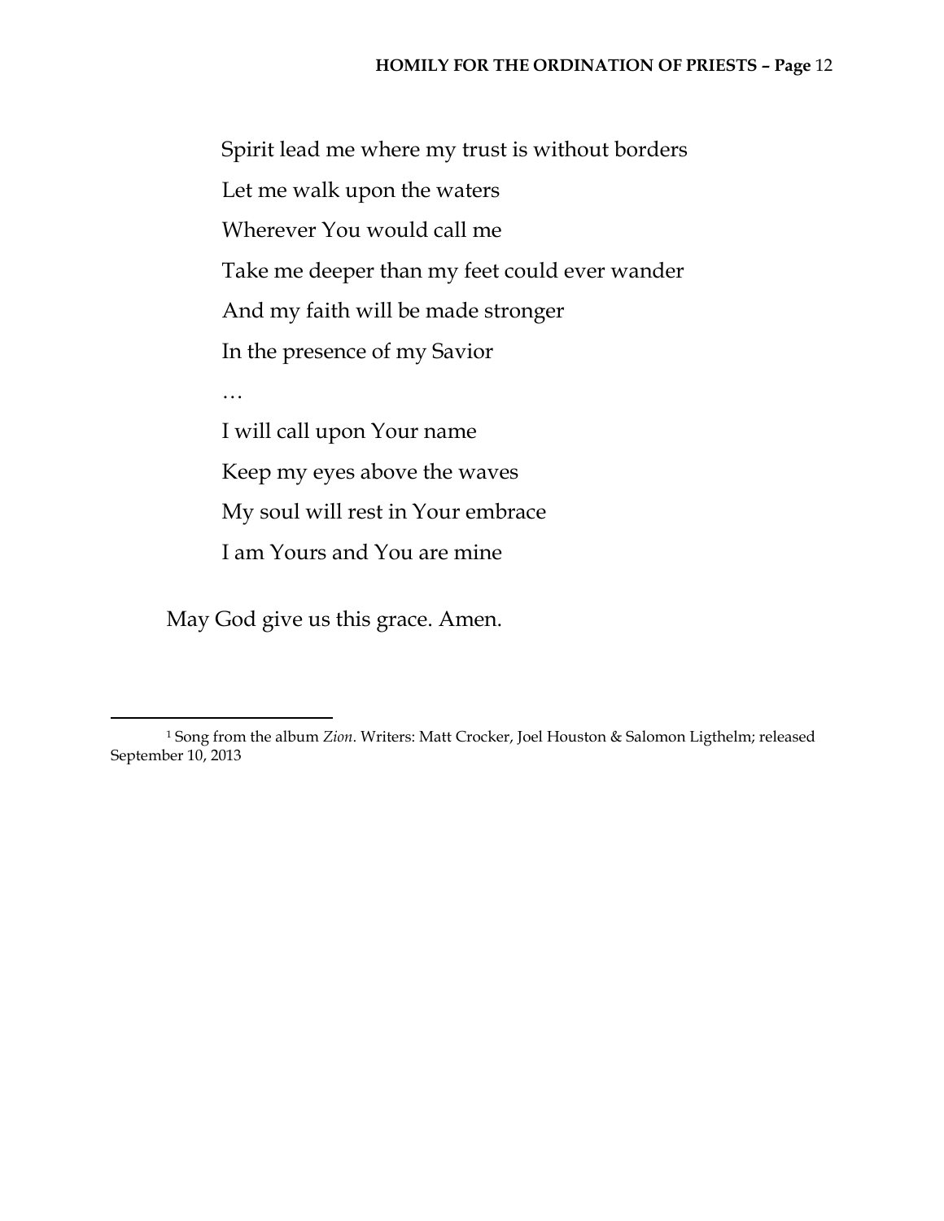Spirit lead me where my trust is without borders

Let me walk upon the waters

Wherever You would call me

Take me deeper than my feet could ever wander

And my faith will be made stronger

In the presence of my Savior

…

I will call upon Your name

Keep my eyes above the waves

My soul will rest in Your embrace

I am Yours and You are mine

May God give us this grace. Amen.

---

[1] Song from the album *Zion*. Writers: Matt Crocker, Joel Houston & Salomon Ligthelm; released September 10, 2013